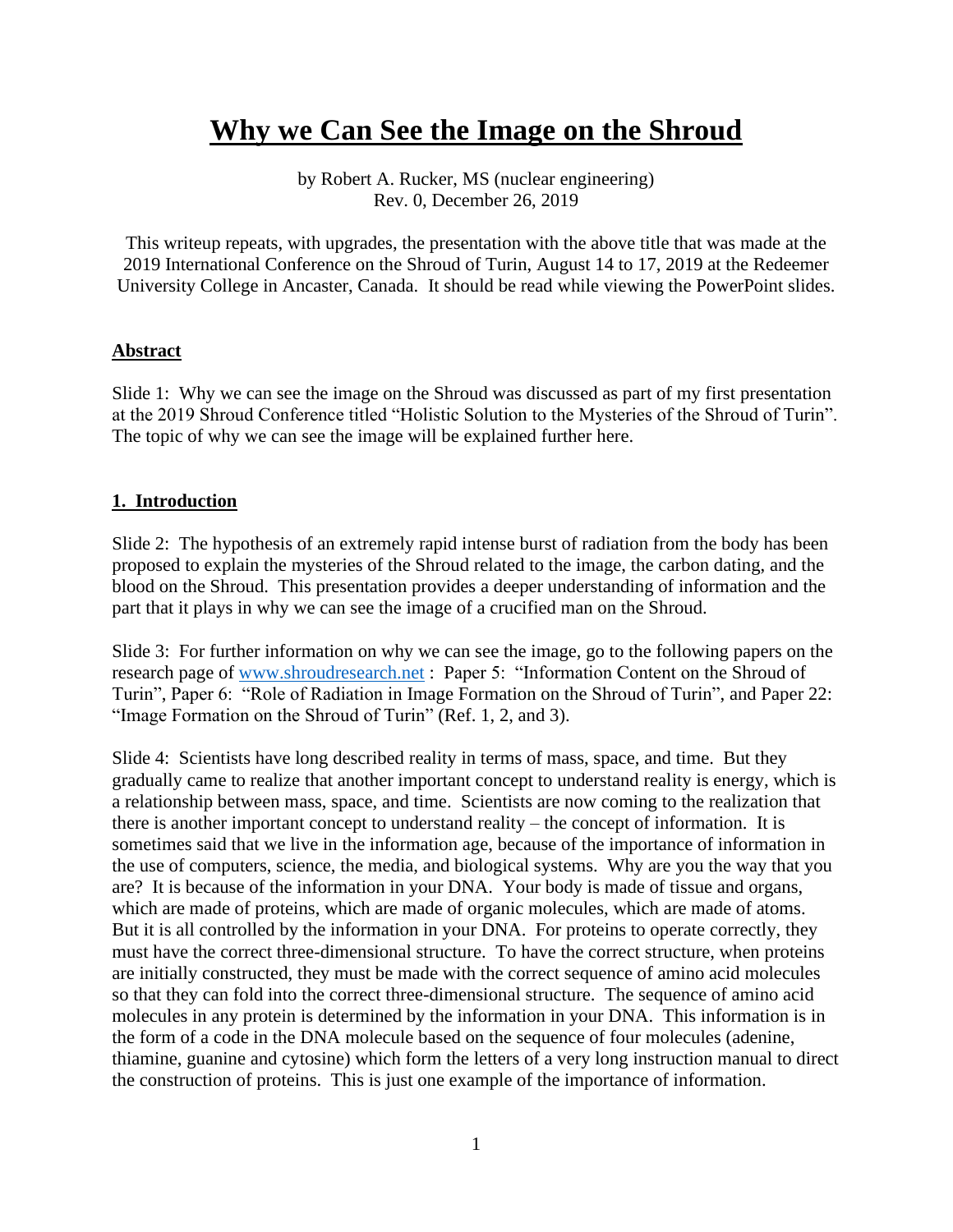# Why we Can See the Image on the Shroud

by Robert A. Rucker, MS (nuclear engineering)
Rev. 0, December 26, 2019

This writeup repeats, with upgrades, the presentation with the above title that was made at the 2019 International Conference on the Shroud of Turin, August 14 to 17, 2019 at the Redeemer University College in Ancaster, Canada. It should be read while viewing the PowerPoint slides.

## Abstract

Slide 1: Why we can see the image on the Shroud was discussed as part of my first presentation at the 2019 Shroud Conference titled "Holistic Solution to the Mysteries of the Shroud of Turin". The topic of why we can see the image will be explained further here.

## 1. Introduction

Slide 2: The hypothesis of an extremely rapid intense burst of radiation from the body has been proposed to explain the mysteries of the Shroud related to the image, the carbon dating, and the blood on the Shroud. This presentation provides a deeper understanding of information and the part that it plays in why we can see the image of a crucified man on the Shroud.

Slide 3: For further information on why we can see the image, go to the following papers on the research page of [www.shroudresearch.net](http://www.shroudresearch.net) : Paper 5: "Information Content on the Shroud of Turin", Paper 6: "Role of Radiation in Image Formation on the Shroud of Turin", and Paper 22: "Image Formation on the Shroud of Turin" (Ref. 1, 2, and 3).

Slide 4: Scientists have long described reality in terms of mass, space, and time. But they gradually came to realize that another important concept to understand reality is energy, which is a relationship between mass, space, and time. Scientists are now coming to the realization that there is another important concept to understand reality – the concept of information. It is sometimes said that we live in the information age, because of the importance of information in the use of computers, science, the media, and biological systems. Why are you the way that you are? It is because of the information in your DNA. Your body is made of tissue and organs, which are made of proteins, which are made of organic molecules, which are made of atoms. But it is all controlled by the information in your DNA. For proteins to operate correctly, they must have the correct three-dimensional structure. To have the correct structure, when proteins are initially constructed, they must be made with the correct sequence of amino acid molecules so that they can fold into the correct three-dimensional structure. The sequence of amino acid molecules in any protein is determined by the information in your DNA. This information is in the form of a code in the DNA molecule based on the sequence of four molecules (adenine, thiamine, guanine and cytosine) which form the letters of a very long instruction manual to direct the construction of proteins. This is just one example of the importance of information.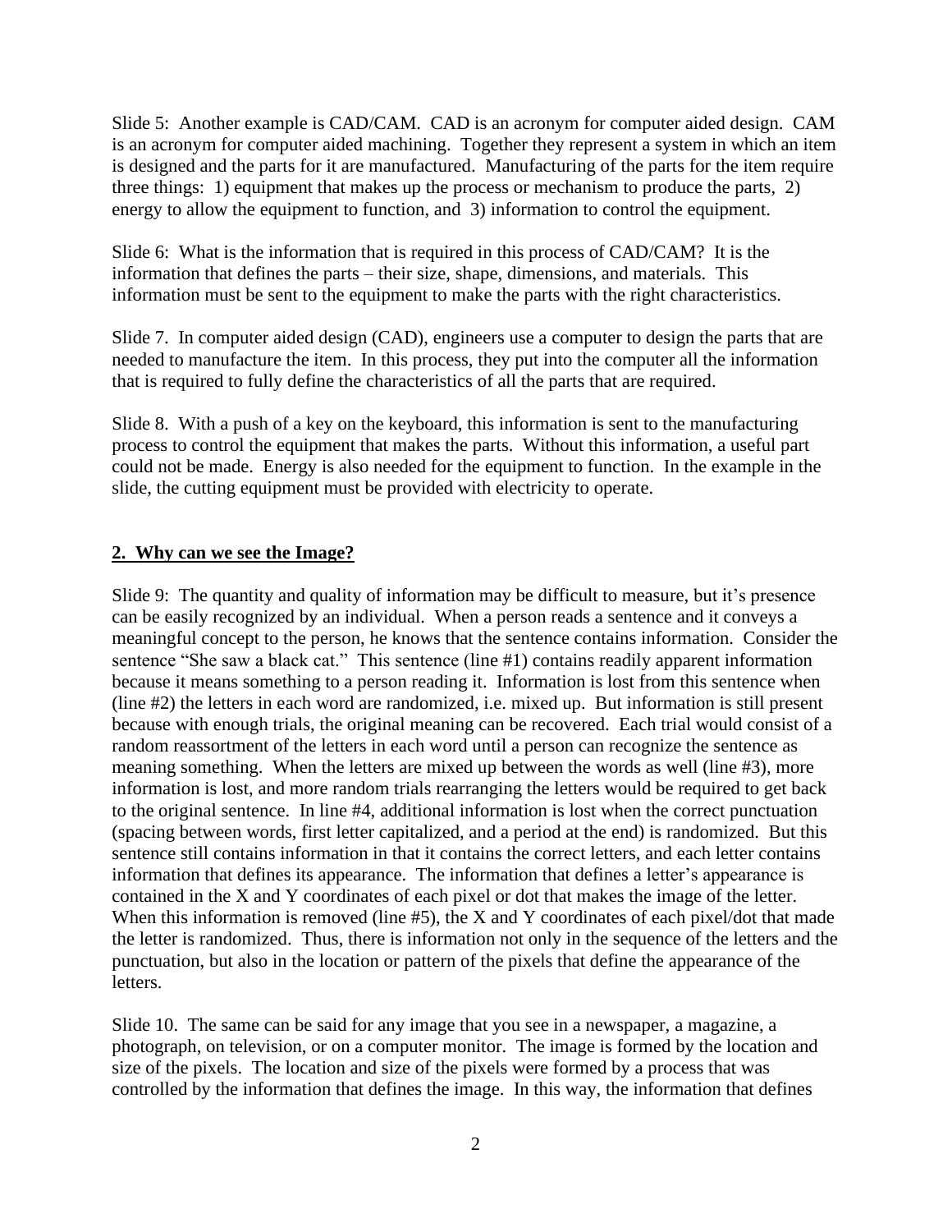Slide 5: Another example is CAD/CAM. CAD is an acronym for computer aided design. CAM is an acronym for computer aided machining. Together they represent a system in which an item is designed and the parts for it are manufactured. Manufacturing of the parts for the item require three things: 1) equipment that makes up the process or mechanism to produce the parts, 2) energy to allow the equipment to function, and 3) information to control the equipment.

Slide 6: What is the information that is required in this process of CAD/CAM? It is the information that defines the parts – their size, shape, dimensions, and materials. This information must be sent to the equipment to make the parts with the right characteristics.

Slide 7. In computer aided design (CAD), engineers use a computer to design the parts that are needed to manufacture the item. In this process, they put into the computer all the information that is required to fully define the characteristics of all the parts that are required.

Slide 8. With a push of a key on the keyboard, this information is sent to the manufacturing process to control the equipment that makes the parts. Without this information, a useful part could not be made. Energy is also needed for the equipment to function. In the example in the slide, the cutting equipment must be provided with electricity to operate.

## 2. Why can we see the Image?

Slide 9: The quantity and quality of information may be difficult to measure, but it's presence can be easily recognized by an individual. When a person reads a sentence and it conveys a meaningful concept to the person, he knows that the sentence contains information. Consider the sentence "She saw a black cat." This sentence (line #1) contains readily apparent information because it means something to a person reading it. Information is lost from this sentence when (line #2) the letters in each word are randomized, i.e. mixed up. But information is still present because with enough trials, the original meaning can be recovered. Each trial would consist of a random reassortment of the letters in each word until a person can recognize the sentence as meaning something. When the letters are mixed up between the words as well (line #3), more information is lost, and more random trials rearranging the letters would be required to get back to the original sentence. In line #4, additional information is lost when the correct punctuation (spacing between words, first letter capitalized, and a period at the end) is randomized. But this sentence still contains information in that it contains the correct letters, and each letter contains information that defines its appearance. The information that defines a letter's appearance is contained in the X and Y coordinates of each pixel or dot that makes the image of the letter. When this information is removed (line #5), the X and Y coordinates of each pixel/dot that made the letter is randomized. Thus, there is information not only in the sequence of the letters and the punctuation, but also in the location or pattern of the pixels that define the appearance of the letters.

Slide 10. The same can be said for any image that you see in a newspaper, a magazine, a photograph, on television, or on a computer monitor. The image is formed by the location and size of the pixels. The location and size of the pixels were formed by a process that was controlled by the information that defines the image. In this way, the information that defines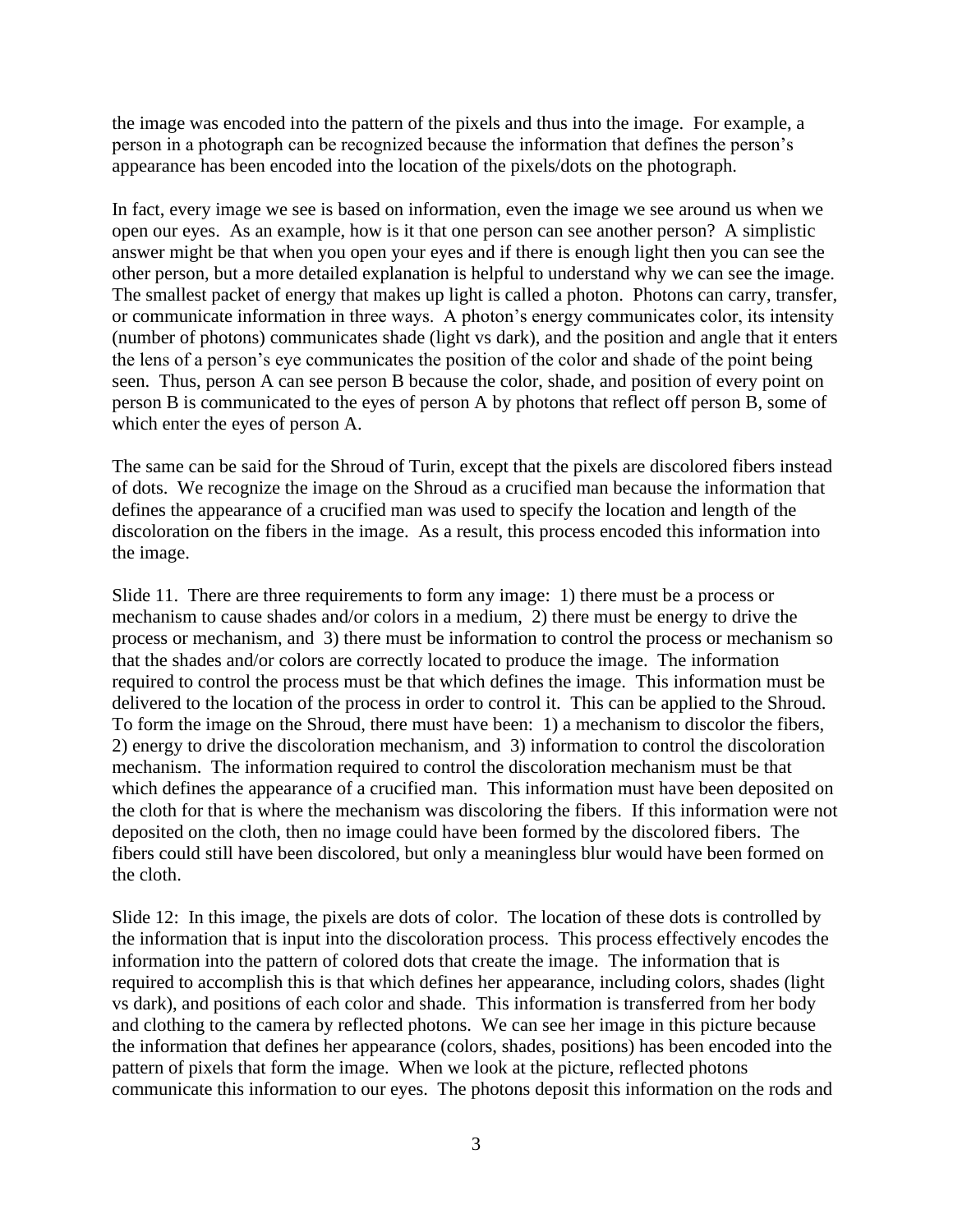the image was encoded into the pattern of the pixels and thus into the image. For example, a person in a photograph can be recognized because the information that defines the person's appearance has been encoded into the location of the pixels/dots on the photograph.

In fact, every image we see is based on information, even the image we see around us when we open our eyes. As an example, how is it that one person can see another person? A simplistic answer might be that when you open your eyes and if there is enough light then you can see the other person, but a more detailed explanation is helpful to understand why we can see the image. The smallest packet of energy that makes up light is called a photon. Photons can carry, transfer, or communicate information in three ways. A photon's energy communicates color, its intensity (number of photons) communicates shade (light vs dark), and the position and angle that it enters the lens of a person's eye communicates the position of the color and shade of the point being seen. Thus, person A can see person B because the color, shade, and position of every point on person B is communicated to the eyes of person A by photons that reflect off person B, some of which enter the eyes of person A.

The same can be said for the Shroud of Turin, except that the pixels are discolored fibers instead of dots. We recognize the image on the Shroud as a crucified man because the information that defines the appearance of a crucified man was used to specify the location and length of the discoloration on the fibers in the image. As a result, this process encoded this information into the image.

Slide 11. There are three requirements to form any image: 1) there must be a process or mechanism to cause shades and/or colors in a medium, 2) there must be energy to drive the process or mechanism, and 3) there must be information to control the process or mechanism so that the shades and/or colors are correctly located to produce the image. The information required to control the process must be that which defines the image. This information must be delivered to the location of the process in order to control it. This can be applied to the Shroud. To form the image on the Shroud, there must have been: 1) a mechanism to discolor the fibers, 2) energy to drive the discoloration mechanism, and 3) information to control the discoloration mechanism. The information required to control the discoloration mechanism must be that which defines the appearance of a crucified man. This information must have been deposited on the cloth for that is where the mechanism was discoloring the fibers. If this information were not deposited on the cloth, then no image could have been formed by the discolored fibers. The fibers could still have been discolored, but only a meaningless blur would have been formed on the cloth.

Slide 12: In this image, the pixels are dots of color. The location of these dots is controlled by the information that is input into the discoloration process. This process effectively encodes the information into the pattern of colored dots that create the image. The information that is required to accomplish this is that which defines her appearance, including colors, shades (light vs dark), and positions of each color and shade. This information is transferred from her body and clothing to the camera by reflected photons. We can see her image in this picture because the information that defines her appearance (colors, shades, positions) has been encoded into the pattern of pixels that form the image. When we look at the picture, reflected photons communicate this information to our eyes. The photons deposit this information on the rods and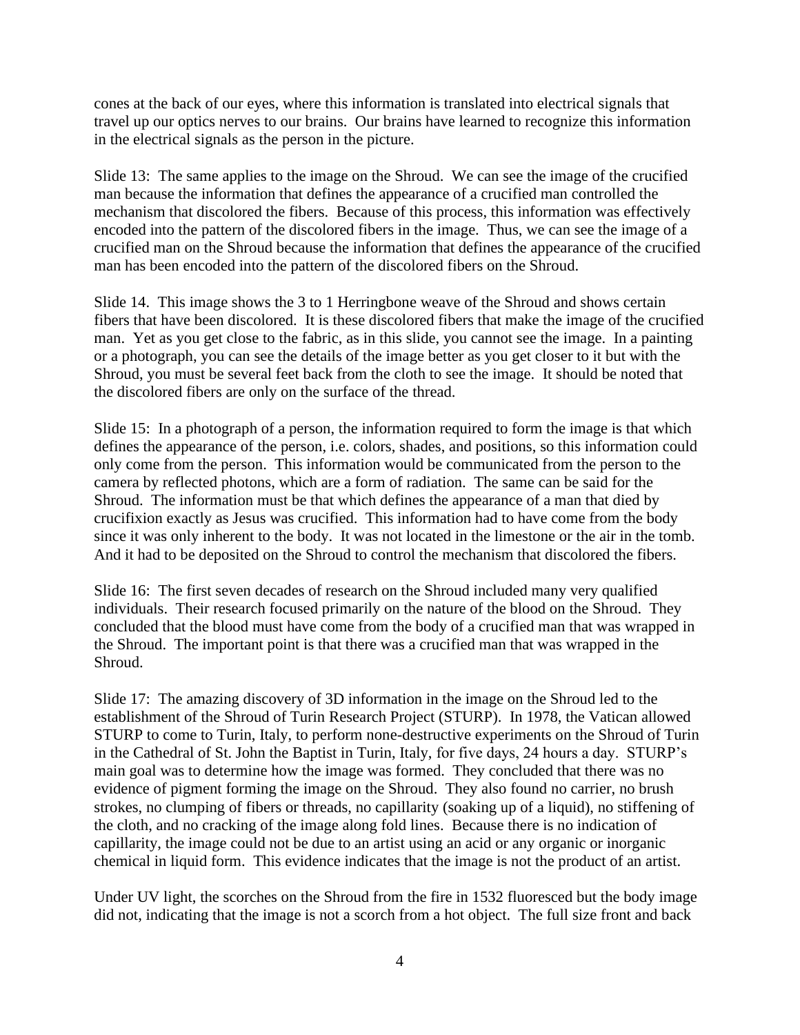cones at the back of our eyes, where this information is translated into electrical signals that travel up our optics nerves to our brains. Our brains have learned to recognize this information in the electrical signals as the person in the picture.

Slide 13: The same applies to the image on the Shroud. We can see the image of the crucified man because the information that defines the appearance of a crucified man controlled the mechanism that discolored the fibers. Because of this process, this information was effectively encoded into the pattern of the discolored fibers in the image. Thus, we can see the image of a crucified man on the Shroud because the information that defines the appearance of the crucified man has been encoded into the pattern of the discolored fibers on the Shroud.

Slide 14. This image shows the 3 to 1 Herringbone weave of the Shroud and shows certain fibers that have been discolored. It is these discolored fibers that make the image of the crucified man. Yet as you get close to the fabric, as in this slide, you cannot see the image. In a painting or a photograph, you can see the details of the image better as you get closer to it but with the Shroud, you must be several feet back from the cloth to see the image. It should be noted that the discolored fibers are only on the surface of the thread.

Slide 15: In a photograph of a person, the information required to form the image is that which defines the appearance of the person, i.e. colors, shades, and positions, so this information could only come from the person. This information would be communicated from the person to the camera by reflected photons, which are a form of radiation. The same can be said for the Shroud. The information must be that which defines the appearance of a man that died by crucifixion exactly as Jesus was crucified. This information had to have come from the body since it was only inherent to the body. It was not located in the limestone or the air in the tomb. And it had to be deposited on the Shroud to control the mechanism that discolored the fibers.

Slide 16: The first seven decades of research on the Shroud included many very qualified individuals. Their research focused primarily on the nature of the blood on the Shroud. They concluded that the blood must have come from the body of a crucified man that was wrapped in the Shroud. The important point is that there was a crucified man that was wrapped in the Shroud.

Slide 17: The amazing discovery of 3D information in the image on the Shroud led to the establishment of the Shroud of Turin Research Project (STURP). In 1978, the Vatican allowed STURP to come to Turin, Italy, to perform none-destructive experiments on the Shroud of Turin in the Cathedral of St. John the Baptist in Turin, Italy, for five days, 24 hours a day. STURP's main goal was to determine how the image was formed. They concluded that there was no evidence of pigment forming the image on the Shroud. They also found no carrier, no brush strokes, no clumping of fibers or threads, no capillarity (soaking up of a liquid), no stiffening of the cloth, and no cracking of the image along fold lines. Because there is no indication of capillarity, the image could not be due to an artist using an acid or any organic or inorganic chemical in liquid form. This evidence indicates that the image is not the product of an artist.

Under UV light, the scorches on the Shroud from the fire in 1532 fluoresced but the body image did not, indicating that the image is not a scorch from a hot object. The full size front and back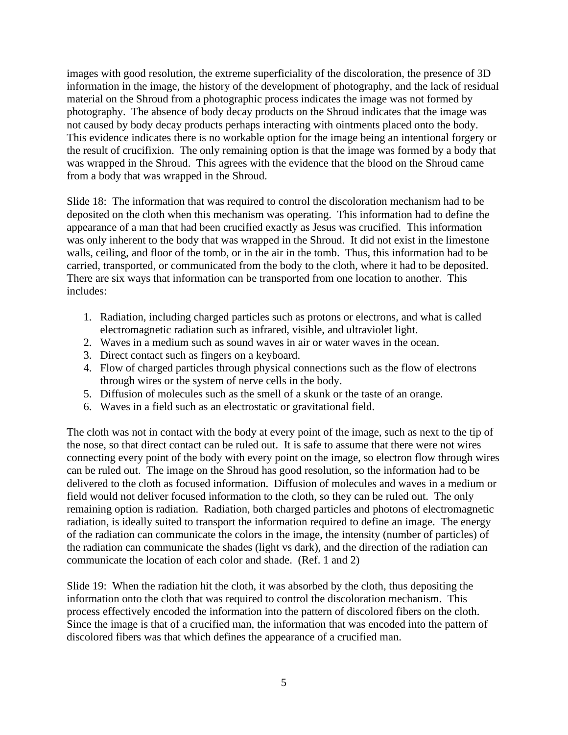images with good resolution, the extreme superficiality of the discoloration, the presence of 3D information in the image, the history of the development of photography, and the lack of residual material on the Shroud from a photographic process indicates the image was not formed by photography. The absence of body decay products on the Shroud indicates that the image was not caused by body decay products perhaps interacting with ointments placed onto the body. This evidence indicates there is no workable option for the image being an intentional forgery or the result of crucifixion. The only remaining option is that the image was formed by a body that was wrapped in the Shroud. This agrees with the evidence that the blood on the Shroud came from a body that was wrapped in the Shroud.

Slide 18: The information that was required to control the discoloration mechanism had to be deposited on the cloth when this mechanism was operating. This information had to define the appearance of a man that had been crucified exactly as Jesus was crucified. This information was only inherent to the body that was wrapped in the Shroud. It did not exist in the limestone walls, ceiling, and floor of the tomb, or in the air in the tomb. Thus, this information had to be carried, transported, or communicated from the body to the cloth, where it had to be deposited. There are six ways that information can be transported from one location to another. This includes:

1. Radiation, including charged particles such as protons or electrons, and what is called electromagnetic radiation such as infrared, visible, and ultraviolet light.
2. Waves in a medium such as sound waves in air or water waves in the ocean.
3. Direct contact such as fingers on a keyboard.
4. Flow of charged particles through physical connections such as the flow of electrons through wires or the system of nerve cells in the body.
5. Diffusion of molecules such as the smell of a skunk or the taste of an orange.
6. Waves in a field such as an electrostatic or gravitational field.

The cloth was not in contact with the body at every point of the image, such as next to the tip of the nose, so that direct contact can be ruled out. It is safe to assume that there were not wires connecting every point of the body with every point on the image, so electron flow through wires can be ruled out. The image on the Shroud has good resolution, so the information had to be delivered to the cloth as focused information. Diffusion of molecules and waves in a medium or field would not deliver focused information to the cloth, so they can be ruled out. The only remaining option is radiation. Radiation, both charged particles and photons of electromagnetic radiation, is ideally suited to transport the information required to define an image. The energy of the radiation can communicate the colors in the image, the intensity (number of particles) of the radiation can communicate the shades (light vs dark), and the direction of the radiation can communicate the location of each color and shade. (Ref. 1 and 2)

Slide 19: When the radiation hit the cloth, it was absorbed by the cloth, thus depositing the information onto the cloth that was required to control the discoloration mechanism. This process effectively encoded the information into the pattern of discolored fibers on the cloth. Since the image is that of a crucified man, the information that was encoded into the pattern of discolored fibers was that which defines the appearance of a crucified man.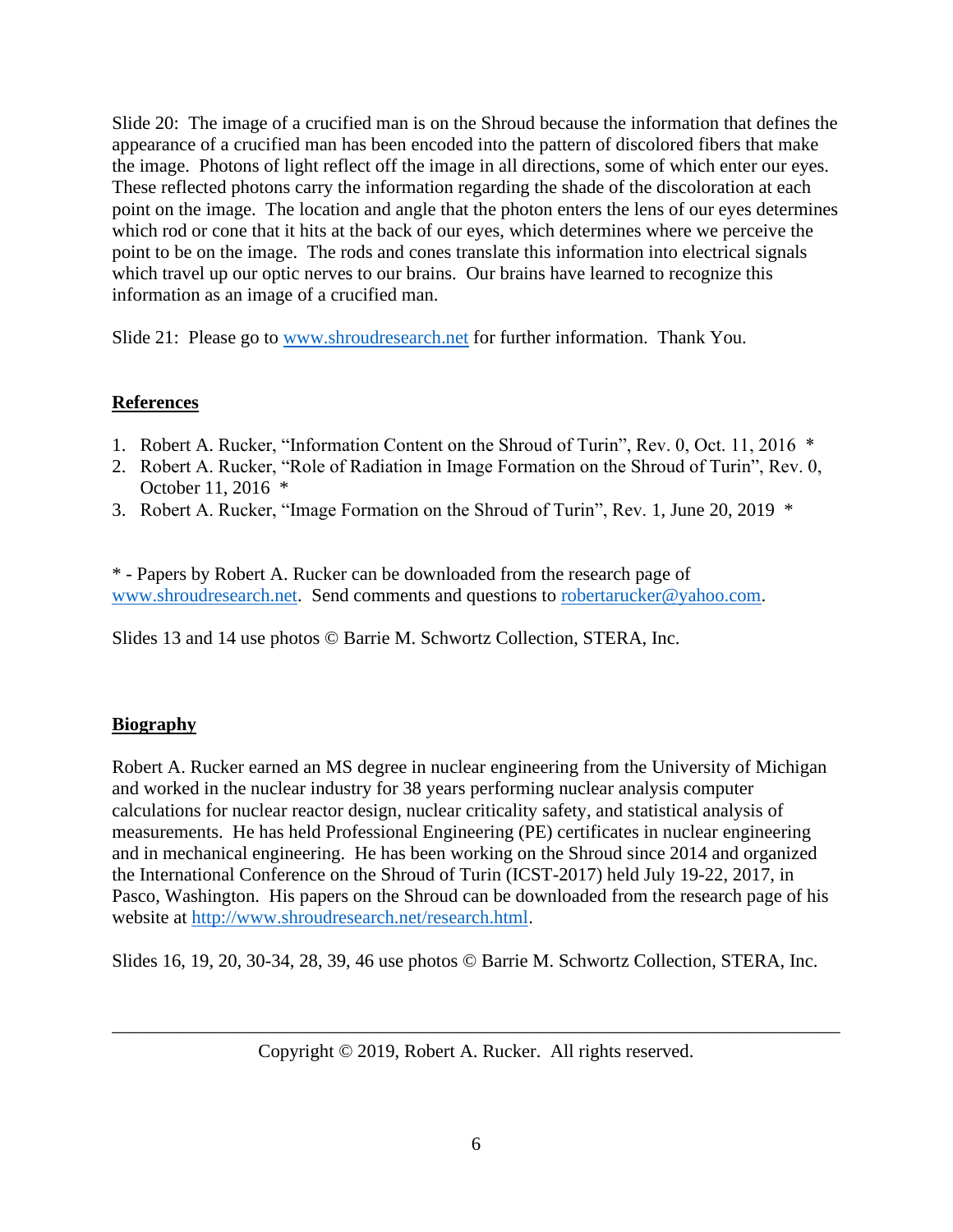Slide 20: The image of a crucified man is on the Shroud because the information that defines the appearance of a crucified man has been encoded into the pattern of discolored fibers that make the image. Photons of light reflect off the image in all directions, some of which enter our eyes. These reflected photons carry the information regarding the shade of the discoloration at each point on the image. The location and angle that the photon enters the lens of our eyes determines which rod or cone that it hits at the back of our eyes, which determines where we perceive the point to be on the image. The rods and cones translate this information into electrical signals which travel up our optic nerves to our brains. Our brains have learned to recognize this information as an image of a crucified man.

Slide 21: Please go to [www.shroudresearch.net](http://www.shroudresearch.net) for further information. Thank You.

## References

1. Robert A. Rucker, "Information Content on the Shroud of Turin", Rev. 0, Oct. 11, 2016 *
2. Robert A. Rucker, "Role of Radiation in Image Formation on the Shroud of Turin", Rev. 0, October 11, 2016 *
3. Robert A. Rucker, "Image Formation on the Shroud of Turin", Rev. 1, June 20, 2019 *

* - Papers by Robert A. Rucker can be downloaded from the research page of [www.shroudresearch.net](http://www.shroudresearch.net). Send comments and questions to [robertarucker@yahoo.com](mailto:robertarucker@yahoo.com).

Slides 13 and 14 use photos © Barrie M. Schwortz Collection, STERA, Inc.

## Biography

Robert A. Rucker earned an MS degree in nuclear engineering from the University of Michigan and worked in the nuclear industry for 38 years performing nuclear analysis computer calculations for nuclear reactor design, nuclear criticality safety, and statistical analysis of measurements. He has held Professional Engineering (PE) certificates in nuclear engineering and in mechanical engineering. He has been working on the Shroud since 2014 and organized the International Conference on the Shroud of Turin (ICST-2017) held July 19-22, 2017, in Pasco, Washington. His papers on the Shroud can be downloaded from the research page of his website at [http://www.shroudresearch.net/research.html](http://www.shroudresearch.net/research.html).

Slides 16, 19, 20, 30-34, 28, 39, 46 use photos © Barrie M. Schwortz Collection, STERA, Inc.

---

Copyright © 2019, Robert A. Rucker. All rights reserved.